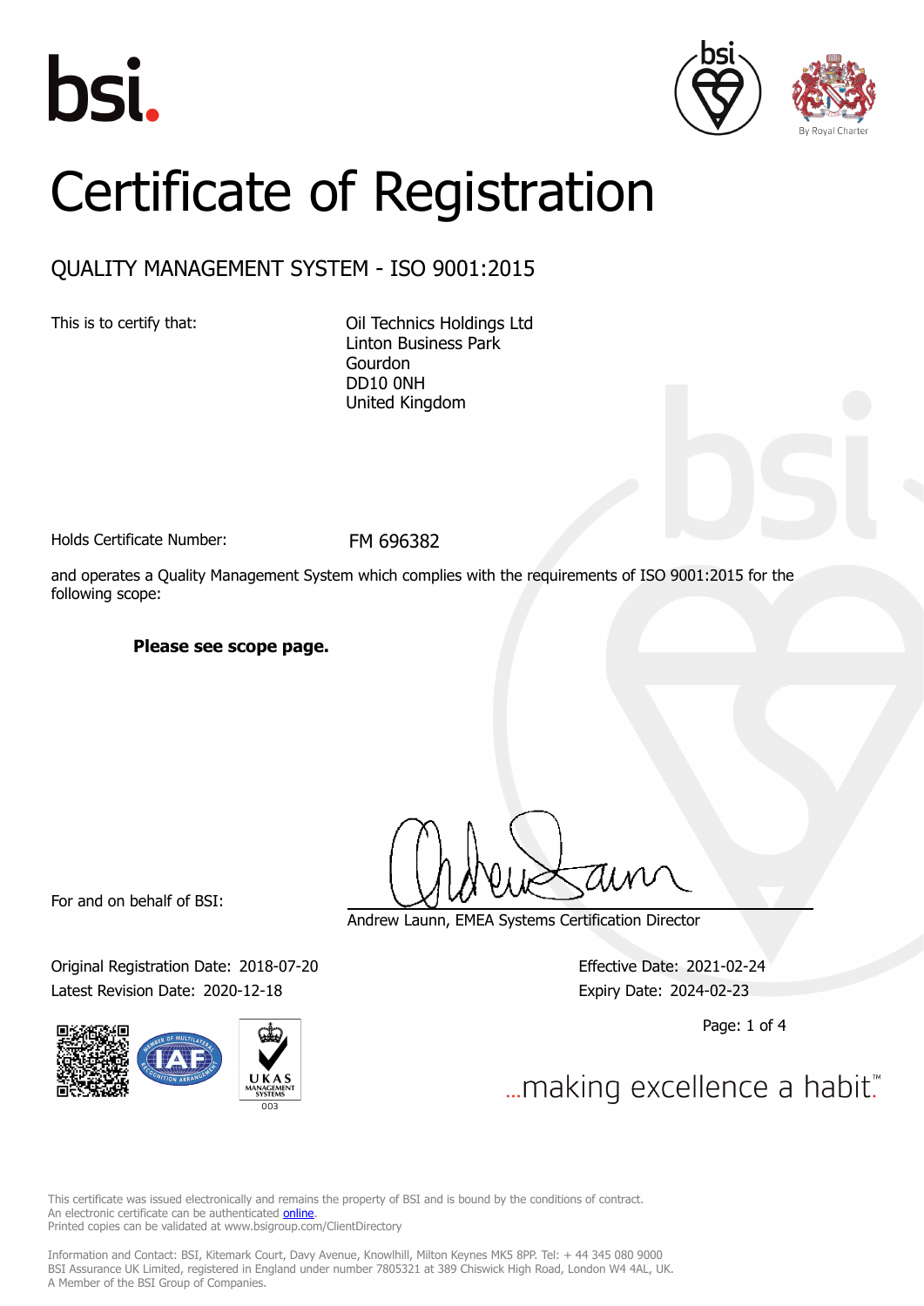# Certificate of Registration

## QUALITY MANAGEMENT SYSTEM - ISO 9001:2015

This is to certify that:

Oil Technics Holdings Ltd
Linton Business Park
Gourdon
DD10 0NH
United Kingdom

Holds Certificate Number: FM 696382

and operates a Quality Management System which complies with the requirements of ISO 9001:2015 for the following scope:

**Please see scope page.**

For and on behalf of BSI:

Andrew Launn, EMEA Systems Certification Director

Original Registration Date: 2018-07-20
Latest Revision Date: 2020-12-18

Effective Date: 2021-02-24
Expiry Date: 2024-02-23

...making excellence a habit.™

This certificate was issued electronically and remains the property of BSI and is bound by the conditions of contract.
An electronic certificate can be authenticated online.
Printed copies can be validated at www.bsigroup.com/ClientDirectory

Information and Contact: BSI, Kitemark Court, Davy Avenue, Knowlhill, Milton Keynes MK5 8PP. Tel: + 44 345 080 9000
BSI Assurance UK Limited, registered in England under number 7805321 at 389 Chiswick High Road, London W4 4AL, UK.
A Member of the BSI Group of Companies.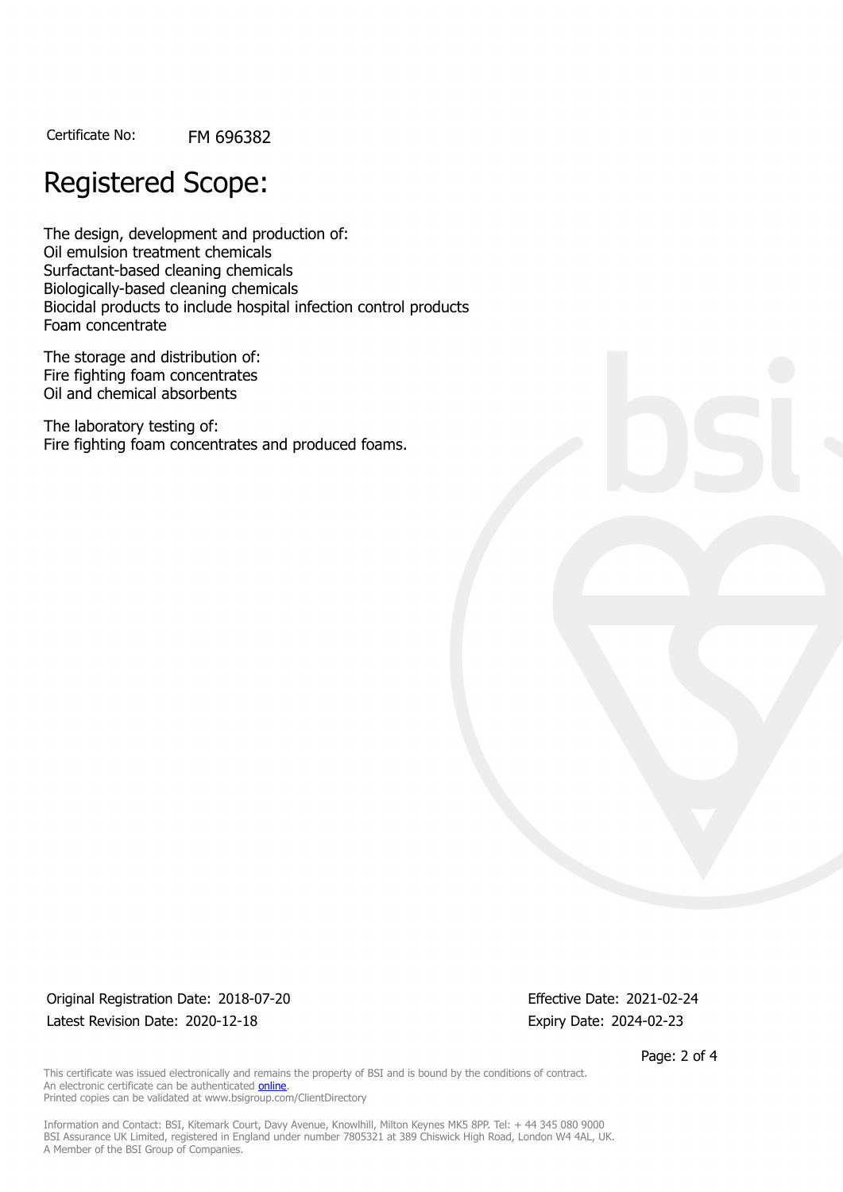Certificate No: FM 696382

# Registered Scope:

The design, development and production of:
Oil emulsion treatment chemicals
Surfactant-based cleaning chemicals
Biologically-based cleaning chemicals
Biocidal products to include hospital infection control products
Foam concentrate

The storage and distribution of:
Fire fighting foam concentrates
Oil and chemical absorbents

The laboratory testing of:
Fire fighting foam concentrates and produced foams.

Original Registration Date: 2018-07-20
Latest Revision Date: 2020-12-18

Effective Date: 2021-02-24
Expiry Date: 2024-02-23

This certificate was issued electronically and remains the property of BSI and is bound by the conditions of contract.
An electronic certificate can be authenticated online.
Printed copies can be validated at www.bsigroup.com/ClientDirectory

Information and Contact: BSI, Kitemark Court, Davy Avenue, Knowlhill, Milton Keynes MK5 8PP. Tel: + 44 345 080 9000
BSI Assurance UK Limited, registered in England under number 7805321 at 389 Chiswick High Road, London W4 4AL, UK.
A Member of the BSI Group of Companies.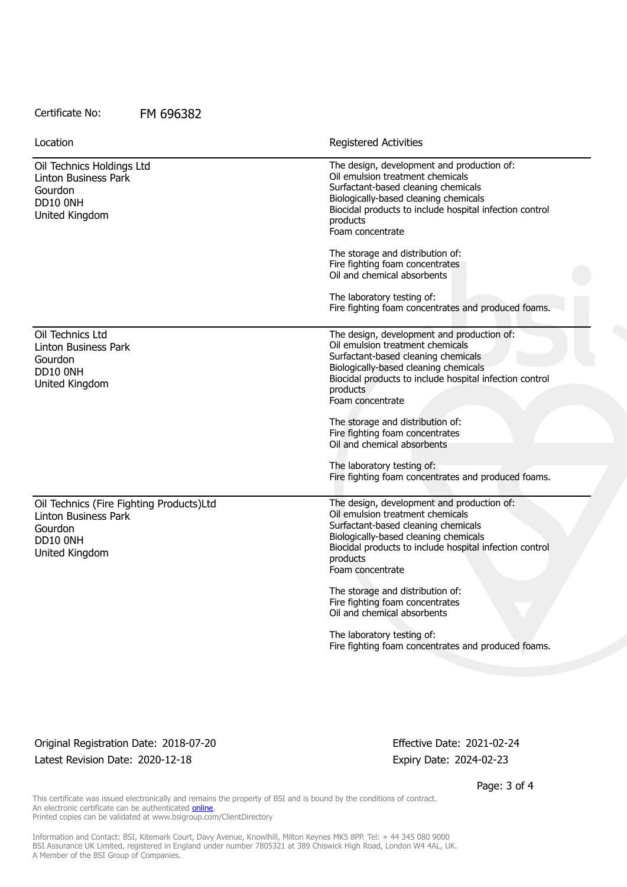Certificate No: FM 696382

| Location | Registered Activities |
| --- | --- |
| Oil Technics Holdings Ltd<br>Linton Business Park<br>Gourdon<br>DD10 0NH<br>United Kingdom | The design, development and production of:<br>Oil emulsion treatment chemicals<br>Surfactant-based cleaning chemicals<br>Biologically-based cleaning chemicals<br>Biocidal products to include hospital infection control products<br>Foam concentrate<br><br>The storage and distribution of:<br>Fire fighting foam concentrates<br>Oil and chemical absorbents<br><br>The laboratory testing of:<br>Fire fighting foam concentrates and produced foams. |
| Oil Technics Ltd<br>Linton Business Park<br>Gourdon<br>DD10 0NH<br>United Kingdom | The design, development and production of:<br>Oil emulsion treatment chemicals<br>Surfactant-based cleaning chemicals<br>Biologically-based cleaning chemicals<br>Biocidal products to include hospital infection control products<br>Foam concentrate<br><br>The storage and distribution of:<br>Fire fighting foam concentrates<br>Oil and chemical absorbents<br><br>The laboratory testing of:<br>Fire fighting foam concentrates and produced foams. |
| Oil Technics (Fire Fighting Products)Ltd<br>Linton Business Park<br>Gourdon<br>DD10 0NH<br>United Kingdom | The design, development and production of:<br>Oil emulsion treatment chemicals<br>Surfactant-based cleaning chemicals<br>Biologically-based cleaning chemicals<br>Biocidal products to include hospital infection control products<br>Foam concentrate<br><br>The storage and distribution of:<br>Fire fighting foam concentrates<br>Oil and chemical absorbents<br><br>The laboratory testing of:<br>Fire fighting foam concentrates and produced foams. |

Original Registration Date: 2018-07-20
Latest Revision Date: 2020-12-18

Effective Date: 2021-02-24
Expiry Date: 2024-02-23

This certificate was issued electronically and remains the property of BSI and is bound by the conditions of contract.
An electronic certificate can be authenticated online.
Printed copies can be validated at www.bsigroup.com/ClientDirectory

Information and Contact: BSI, Kitemark Court, Davy Avenue, Knowlhill, Milton Keynes MK5 8PP. Tel: + 44 345 080 9000
BSI Assurance UK Limited, registered in England under number 7805321 at 389 Chiswick High Road, London W4 4AL, UK.
A Member of the BSI Group of Companies.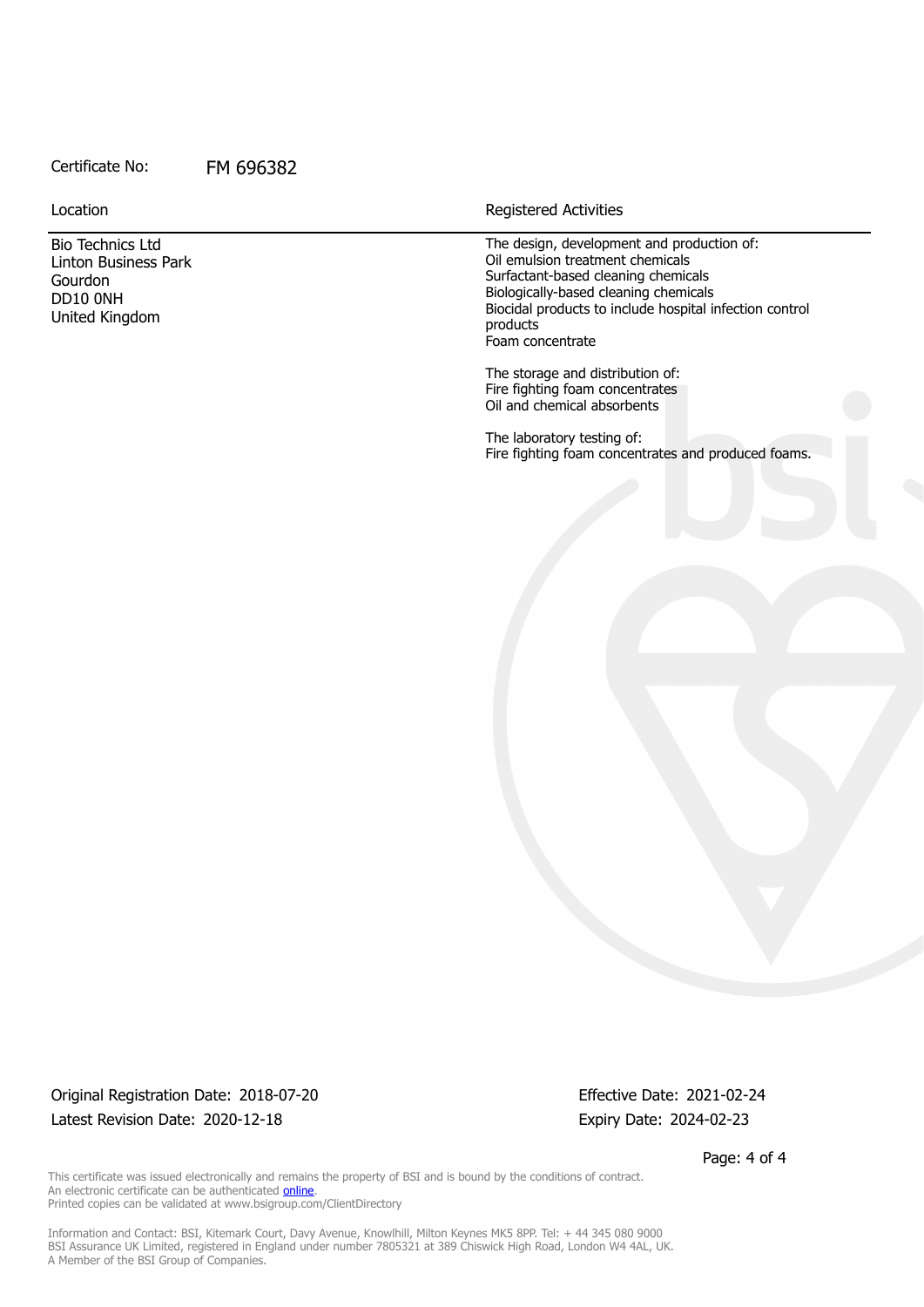Certificate No: FM 696382

| Location | Registered Activities |
| --- | --- |
| Bio Technics Ltd<br>Linton Business Park<br>Gourdon<br>DD10 0NH<br>United Kingdom | The design, development and production of:<br>Oil emulsion treatment chemicals<br>Surfactant-based cleaning chemicals<br>Biologically-based cleaning chemicals<br>Biocidal products to include hospital infection control products<br>Foam concentrate<br><br>The storage and distribution of:<br>Fire fighting foam concentrates<br>Oil and chemical absorbents<br><br>The laboratory testing of:<br>Fire fighting foam concentrates and produced foams. |

Original Registration Date: 2018-07-20
Latest Revision Date: 2020-12-18

Effective Date: 2021-02-24
Expiry Date: 2024-02-23

This certificate was issued electronically and remains the property of BSI and is bound by the conditions of contract.
An electronic certificate can be authenticated online.
Printed copies can be validated at www.bsigroup.com/ClientDirectory

Information and Contact: BSI, Kitemark Court, Davy Avenue, Knowlhill, Milton Keynes MK5 8PP. Tel: + 44 345 080 9000
BSI Assurance UK Limited, registered in England under number 7805321 at 389 Chiswick High Road, London W4 4AL, UK.
A Member of the BSI Group of Companies.